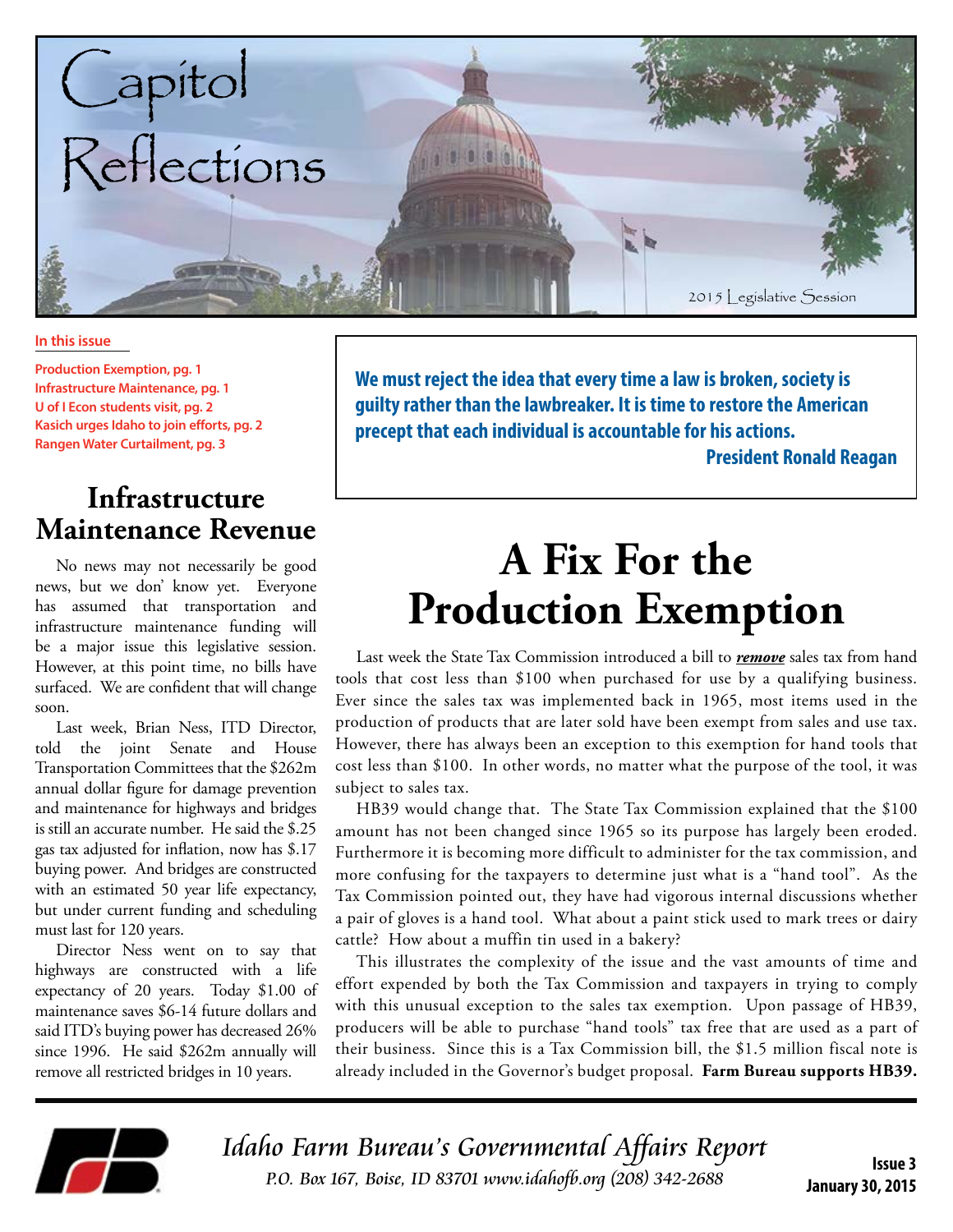# Capitol Reflections

2015 Legislative Session

**In this issue**

**Production Exemption, pg. 1**
**Infrastructure Maintenance, pg. 1**
**U of I Econ students visit, pg. 2**
**Kasich urges Idaho to join efforts, pg. 2**
**Rangen Water Curtailment, pg. 3**

**We must reject the idea that every time a law is broken, society is guilty rather than the lawbreaker. It is time to restore the American precept that each individual is accountable for his actions.**
**President Ronald Reagan**

## Infrastructure Maintenance Revenue

No news may not necessarily be good news, but we don' know yet. Everyone has assumed that transportation and infrastructure maintenance funding will be a major issue this legislative session. However, at this point time, no bills have surfaced. We are confident that will change soon.

Last week, Brian Ness, ITD Director, told the joint Senate and House Transportation Committees that the $262m annual dollar figure for damage prevention and maintenance for highways and bridges is still an accurate number. He said the $.25 gas tax adjusted for inflation, now has $.17 buying power. And bridges are constructed with an estimated 50 year life expectancy, but under current funding and scheduling must last for 120 years.

Director Ness went on to say that highways are constructed with a life expectancy of 20 years. Today $1.00 of maintenance saves $6-14 future dollars and said ITD's buying power has decreased 26% since 1996. He said $262m annually will remove all restricted bridges in 10 years.

# A Fix For the Production Exemption

Last week the State Tax Commission introduced a bill to ***remove*** sales tax from hand tools that cost less than $100 when purchased for use by a qualifying business. Ever since the sales tax was implemented back in 1965, most items used in the production of products that are later sold have been exempt from sales and use tax. However, there has always been an exception to this exemption for hand tools that cost less than $100. In other words, no matter what the purpose of the tool, it was subject to sales tax.

HB39 would change that. The State Tax Commission explained that the $100 amount has not been changed since 1965 so its purpose has largely been eroded. Furthermore it is becoming more difficult to administer for the tax commission, and more confusing for the taxpayers to determine just what is a "hand tool". As the Tax Commission pointed out, they have had vigorous internal discussions whether a pair of gloves is a hand tool. What about a paint stick used to mark trees or dairy cattle? How about a muffin tin used in a bakery?

This illustrates the complexity of the issue and the vast amounts of time and effort expended by both the Tax Commission and taxpayers in trying to comply with this unusual exception to the sales tax exemption. Upon passage of HB39, producers will be able to purchase "hand tools" tax free that are used as a part of their business. Since this is a Tax Commission bill, the $1.5 million fiscal note is already included in the Governor's budget proposal. **Farm Bureau supports HB39.**

*Idaho Farm Bureau's Governmental Affairs Report*
*P.O. Box 167, Boise, ID 83701 www.idahofb.org (208) 342-2688*

**Issue 3**
**January 30, 2015**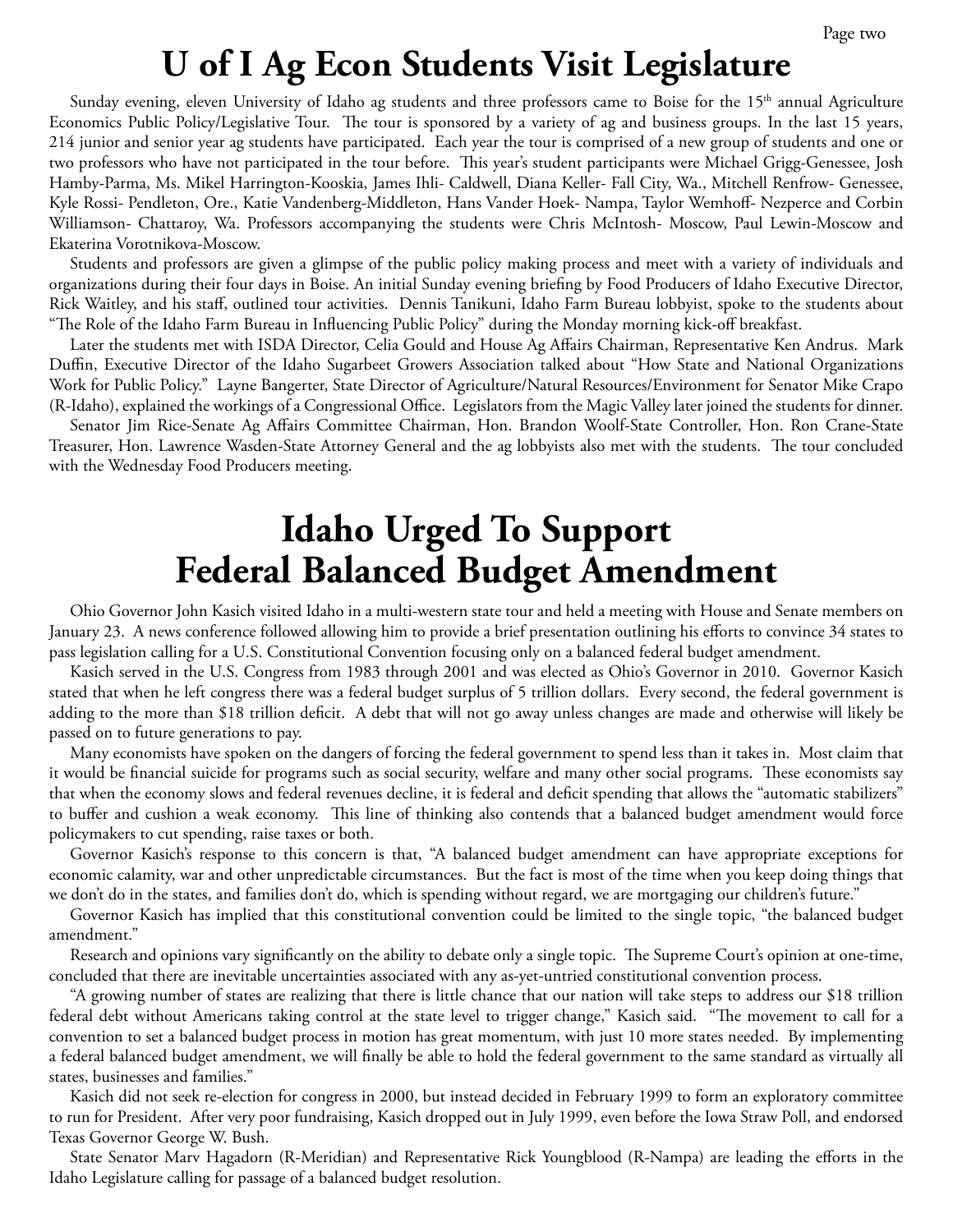# U of I Ag Econ Students Visit Legislature

Sunday evening, eleven University of Idaho ag students and three professors came to Boise for the 15th annual Agriculture Economics Public Policy/Legislative Tour. The tour is sponsored by a variety of ag and business groups. In the last 15 years, 214 junior and senior year ag students have participated. Each year the tour is comprised of a new group of students and one or two professors who have not participated in the tour before. This year's student participants were Michael Grigg-Genessee, Josh Hamby-Parma, Ms. Mikel Harrington-Kooskia, James Ihli- Caldwell, Diana Keller- Fall City, Wa., Mitchell Renfrow- Genessee, Kyle Rossi- Pendleton, Ore., Katie Vandenberg-Middleton, Hans Vander Hoek- Nampa, Taylor Wemhoff- Nezperce and Corbin Williamson- Chattaroy, Wa. Professors accompanying the students were Chris McIntosh- Moscow, Paul Lewin-Moscow and Ekaterina Vorotnikova-Moscow.

Students and professors are given a glimpse of the public policy making process and meet with a variety of individuals and organizations during their four days in Boise. An initial Sunday evening briefing by Food Producers of Idaho Executive Director, Rick Waitley, and his staff, outlined tour activities. Dennis Tanikuni, Idaho Farm Bureau lobbyist, spoke to the students about "The Role of the Idaho Farm Bureau in Influencing Public Policy" during the Monday morning kick-off breakfast.

Later the students met with ISDA Director, Celia Gould and House Ag Affairs Chairman, Representative Ken Andrus. Mark Duffin, Executive Director of the Idaho Sugarbeet Growers Association talked about "How State and National Organizations Work for Public Policy." Layne Bangerter, State Director of Agriculture/Natural Resources/Environment for Senator Mike Crapo (R-Idaho), explained the workings of a Congressional Office. Legislators from the Magic Valley later joined the students for dinner.

Senator Jim Rice-Senate Ag Affairs Committee Chairman, Hon. Brandon Woolf-State Controller, Hon. Ron Crane-State Treasurer, Hon. Lawrence Wasden-State Attorney General and the ag lobbyists also met with the students. The tour concluded with the Wednesday Food Producers meeting.

# Idaho Urged To Support Federal Balanced Budget Amendment

Ohio Governor John Kasich visited Idaho in a multi-western state tour and held a meeting with House and Senate members on January 23. A news conference followed allowing him to provide a brief presentation outlining his efforts to convince 34 states to pass legislation calling for a U.S. Constitutional Convention focusing only on a balanced federal budget amendment.

Kasich served in the U.S. Congress from 1983 through 2001 and was elected as Ohio's Governor in 2010. Governor Kasich stated that when he left congress there was a federal budget surplus of 5 trillion dollars. Every second, the federal government is adding to the more than $18 trillion deficit. A debt that will not go away unless changes are made and otherwise will likely be passed on to future generations to pay.

Many economists have spoken on the dangers of forcing the federal government to spend less than it takes in. Most claim that it would be financial suicide for programs such as social security, welfare and many other social programs. These economists say that when the economy slows and federal revenues decline, it is federal and deficit spending that allows the "automatic stabilizers" to buffer and cushion a weak economy. This line of thinking also contends that a balanced budget amendment would force policymakers to cut spending, raise taxes or both.

Governor Kasich's response to this concern is that, "A balanced budget amendment can have appropriate exceptions for economic calamity, war and other unpredictable circumstances. But the fact is most of the time when you keep doing things that we don't do in the states, and families don't do, which is spending without regard, we are mortgaging our children's future."

Governor Kasich has implied that this constitutional convention could be limited to the single topic, "the balanced budget amendment."

Research and opinions vary significantly on the ability to debate only a single topic. The Supreme Court's opinion at one-time, concluded that there are inevitable uncertainties associated with any as-yet-untried constitutional convention process.

"A growing number of states are realizing that there is little chance that our nation will take steps to address our $18 trillion federal debt without Americans taking control at the state level to trigger change," Kasich said. "The movement to call for a convention to set a balanced budget process in motion has great momentum, with just 10 more states needed. By implementing a federal balanced budget amendment, we will finally be able to hold the federal government to the same standard as virtually all states, businesses and families."

Kasich did not seek re-election for congress in 2000, but instead decided in February 1999 to form an exploratory committee to run for President. After very poor fundraising, Kasich dropped out in July 1999, even before the Iowa Straw Poll, and endorsed Texas Governor George W. Bush.

State Senator Marv Hagadorn (R-Meridian) and Representative Rick Youngblood (R-Nampa) are leading the efforts in the Idaho Legislature calling for passage of a balanced budget resolution.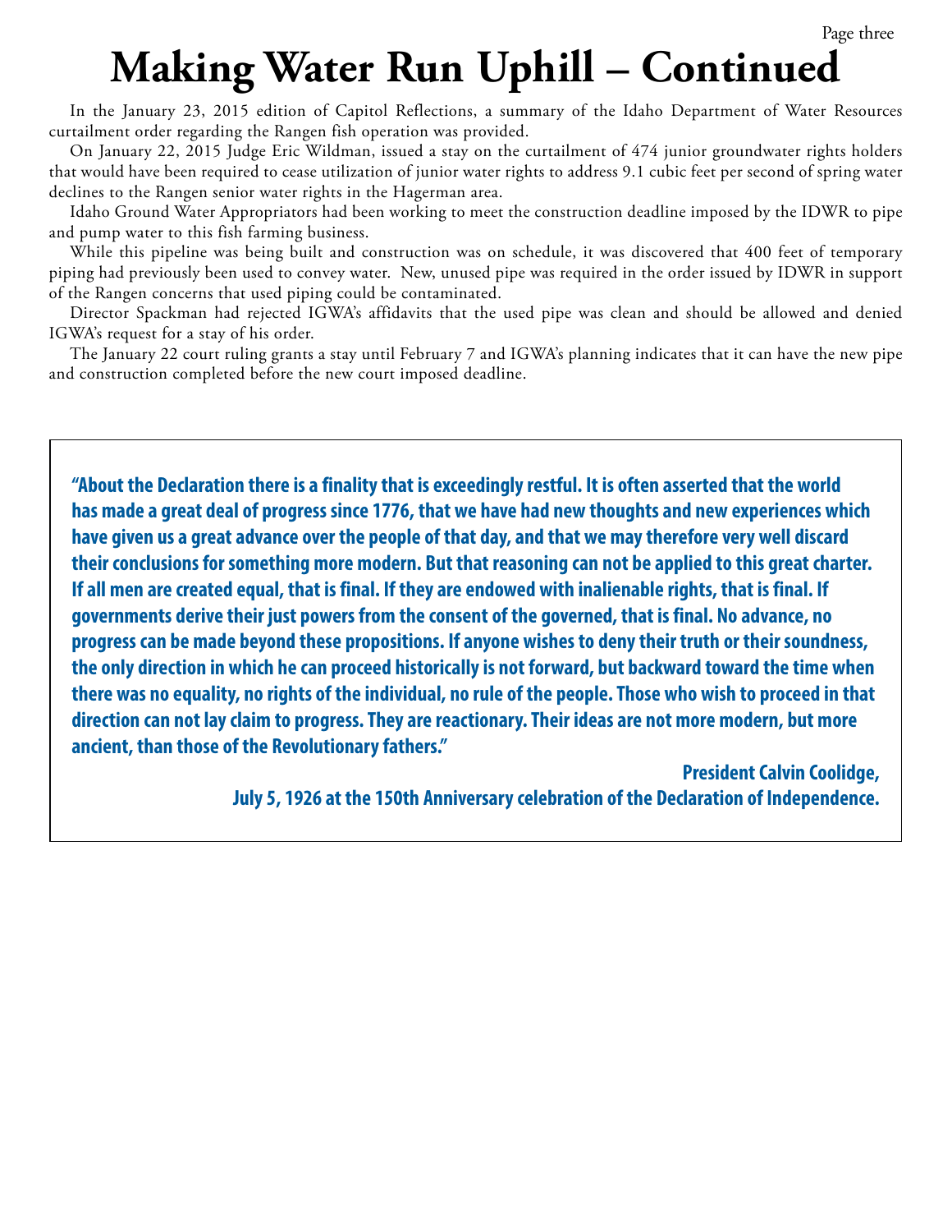# Making Water Run Uphill – Continued

In the January 23, 2015 edition of Capitol Reflections, a summary of the Idaho Department of Water Resources curtailment order regarding the Rangen fish operation was provided.

On January 22, 2015 Judge Eric Wildman, issued a stay on the curtailment of 474 junior groundwater rights holders that would have been required to cease utilization of junior water rights to address 9.1 cubic feet per second of spring water declines to the Rangen senior water rights in the Hagerman area.

Idaho Ground Water Appropriators had been working to meet the construction deadline imposed by the IDWR to pipe and pump water to this fish farming business.

While this pipeline was being built and construction was on schedule, it was discovered that 400 feet of temporary piping had previously been used to convey water. New, unused pipe was required in the order issued by IDWR in support of the Rangen concerns that used piping could be contaminated.

Director Spackman had rejected IGWA's affidavits that the used pipe was clean and should be allowed and denied IGWA's request for a stay of his order.

The January 22 court ruling grants a stay until February 7 and IGWA's planning indicates that it can have the new pipe and construction completed before the new court imposed deadline.

**"About the Declaration there is a finality that is exceedingly restful. It is often asserted that the world has made a great deal of progress since 1776, that we have had new thoughts and new experiences which have given us a great advance over the people of that day, and that we may therefore very well discard their conclusions for something more modern. But that reasoning can not be applied to this great charter. If all men are created equal, that is final. If they are endowed with inalienable rights, that is final. If governments derive their just powers from the consent of the governed, that is final. No advance, no progress can be made beyond these propositions. If anyone wishes to deny their truth or their soundness, the only direction in which he can proceed historically is not forward, but backward toward the time when there was no equality, no rights of the individual, no rule of the people. Those who wish to proceed in that direction can not lay claim to progress. They are reactionary. Their ideas are not more modern, but more ancient, than those of the Revolutionary fathers."**

**President Calvin Coolidge,**
**July 5, 1926 at the 150th Anniversary celebration of the Declaration of Independence.**